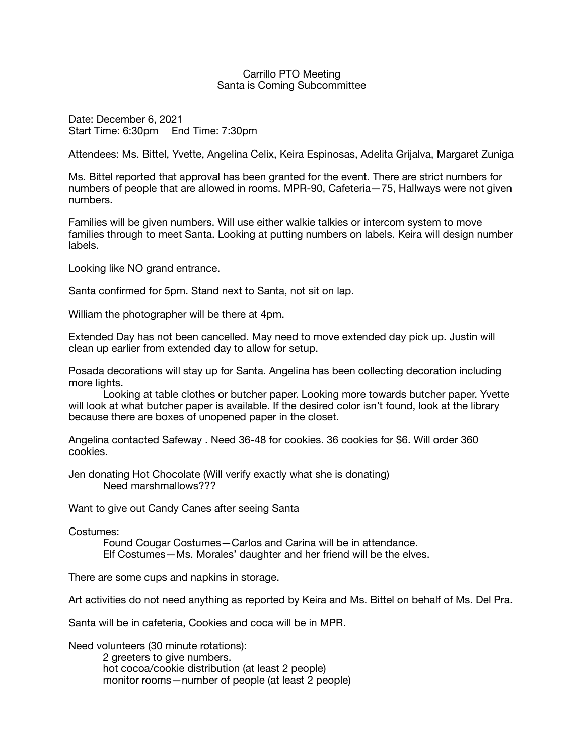# Carrillo PTO Meeting
## Santa is Coming Subcommittee

Date: December 6, 2021
Start Time: 6:30pm  End Time: 7:30pm

Attendees: Ms. Bittel, Yvette, Angelina Celix, Keira Espinosas, Adelita Grijalva, Margaret Zuniga

Ms. Bittel reported that approval has been granted for the event. There are strict numbers for numbers of people that are allowed in rooms. MPR-90, Cafeteria—75, Hallways were not given numbers.

Families will be given numbers. Will use either walkie talkies or intercom system to move families through to meet Santa. Looking at putting numbers on labels. Keira will design number labels.

Looking like NO grand entrance.

Santa confirmed for 5pm. Stand next to Santa, not sit on lap.

William the photographer will be there at 4pm.

Extended Day has not been cancelled. May need to move extended day pick up. Justin will clean up earlier from extended day to allow for setup.

Posada decorations will stay up for Santa. Angelina has been collecting decoration including more lights.

  Looking at table clothes or butcher paper. Looking more towards butcher paper. Yvette will look at what butcher paper is available. If the desired color isn't found, look at the library because there are boxes of unopened paper in the closet.

Angelina contacted Safeway . Need 36-48 for cookies. 36 cookies for $6. Will order 360 cookies.

Jen donating Hot Chocolate (Will verify exactly what she is donating)
  Need marshmallows???

Want to give out Candy Canes after seeing Santa

Costumes:
  Found Cougar Costumes—Carlos and Carina will be in attendance.
  Elf Costumes—Ms. Morales' daughter and her friend will be the elves.

There are some cups and napkins in storage.

Art activities do not need anything as reported by Keira and Ms. Bittel on behalf of Ms. Del Pra.

Santa will be in cafeteria, Cookies and coca will be in MPR.

Need volunteers (30 minute rotations):
  2 greeters to give numbers.
  hot cocoa/cookie distribution (at least 2 people)
  monitor rooms—number of people (at least 2 people)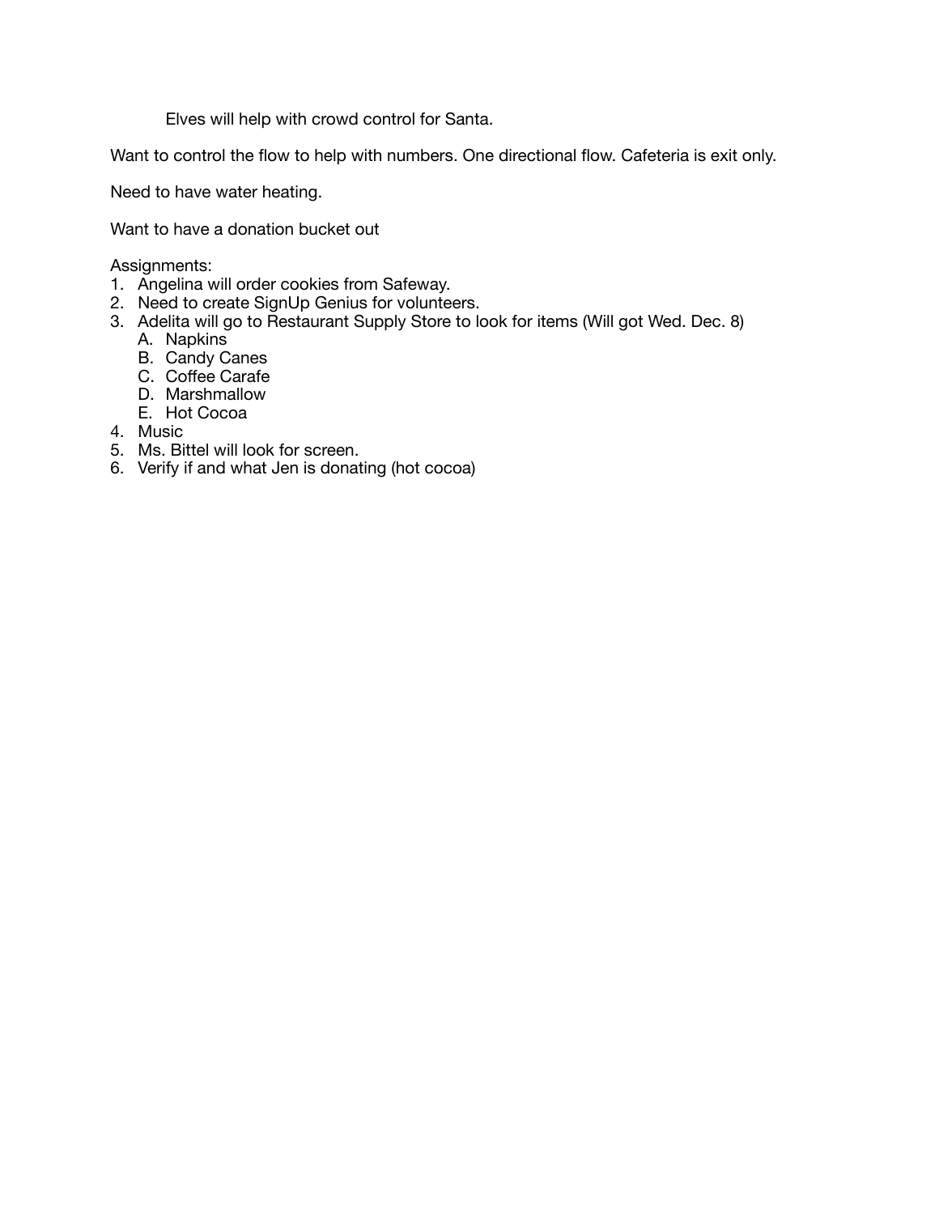Elves will help with crowd control for Santa.

Want to control the flow to help with numbers. One directional flow. Cafeteria is exit only.

Need to have water heating.

Want to have a donation bucket out

Assignments:

1. Angelina will order cookies from Safeway.
2. Need to create SignUp Genius for volunteers.
3. Adelita will go to Restaurant Supply Store to look for items (Will got Wed. Dec. 8)
   A. Napkins
   B. Candy Canes
   C. Coffee Carafe
   D. Marshmallow
   E. Hot Cocoa
4. Music
5. Ms. Bittel will look for screen.
6. Verify if and what Jen is donating (hot cocoa)